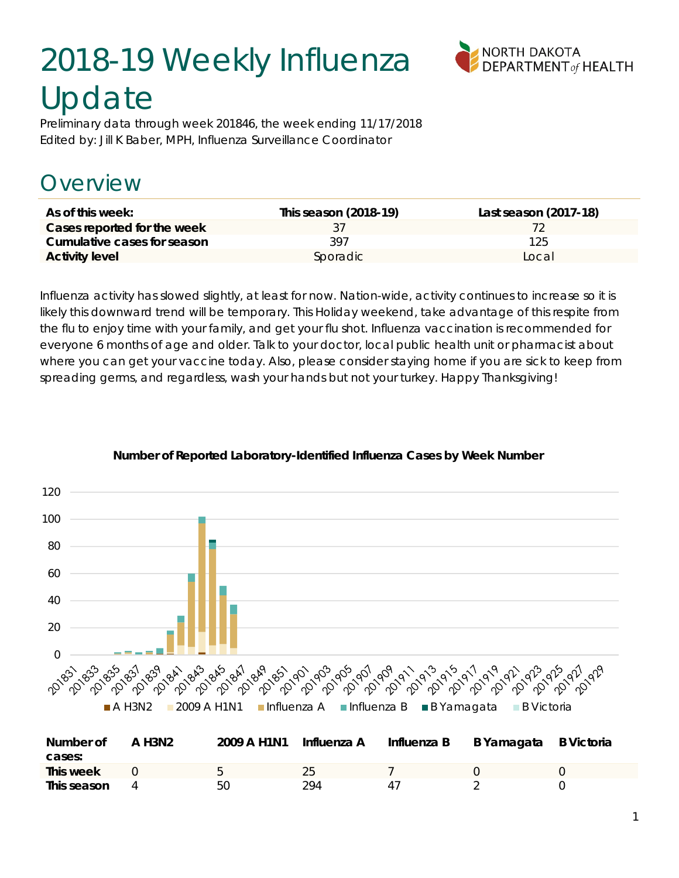# 2018-19 Weekly Influenza Update

Preliminary data through week 201846, the week ending 11/17/2018
Edited by: Jill K Baber, MPH, Influenza Surveillance Coordinator

## Overview

| As of this week: | This season (2018-19) | Last season (2017-18) |
|---|---|---|
| **Cases reported for the week** | 37 | 72 |
| **Cumulative cases for season** | 397 | 125 |
| **Activity level** | Sporadic | Local |

Influenza activity has slowed slightly, at least for now. Nation-wide, activity continues to increase so it is likely this downward trend will be temporary. This Holiday weekend, take advantage of this respite from the flu to enjoy time with your family, and get your flu shot. Influenza vaccination is recommended for everyone 6 months of age and older. Talk to your doctor, local public health unit or pharmacist about where you can get your vaccine today. Also, please consider staying home if you are sick to keep from spreading germs, and regardless, wash your hands but not your turkey. Happy Thanksgiving!

**Number of Reported Laboratory-Identified Influenza Cases by Week Number**

| Number of cases: | A H3N2 | 2009 A H1N1 | Influenza A | Influenza B | B Yamagata | B Victoria |
|---|---|---|---|---|---|---|
| **This week** | 0 | 5 | 25 | 7 | 0 | 0 |
| **This season** | 4 | 50 | 294 | 47 | 2 | 0 |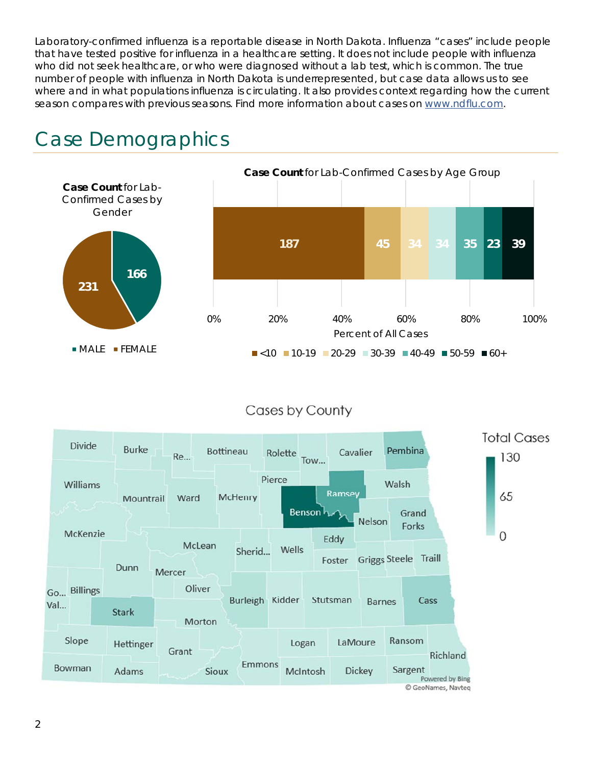Laboratory-confirmed influenza is a reportable disease in North Dakota. Influenza "cases" include people that have tested positive for influenza in a healthcare setting. It does not include people with influenza who did not seek healthcare, or who were diagnosed without a lab test, which is common. The true number of people with influenza in North Dakota is underrepresented, but case data allows us to see where and in what populations influenza is circulating. It also provides context regarding how the current season compares with previous seasons. Find more information about cases on [www.ndflu.com](http://www.ndflu.com).

# Case Demographics

**Case Count** for Lab-Confirmed Cases by Gender

| Gender | Cases |
|---|---|
| MALE | 166 |
| FEMALE | 231 |

**Case Count** for Lab-Confirmed Cases by Age Group

| Age Group | Cases |
|---|---|
| <10 | 187 |
| 10-19 | 45 |
| 20-29 | 34 |
| 30-39 | 34 |
| 40-49 | 35 |
| 50-59 | 23 |
| 60+ | 39 |

Percent of All Cases

Cases by County

Total Cases: 0 – 65 – 130

Powered by Bing
© GeoNames, Navteq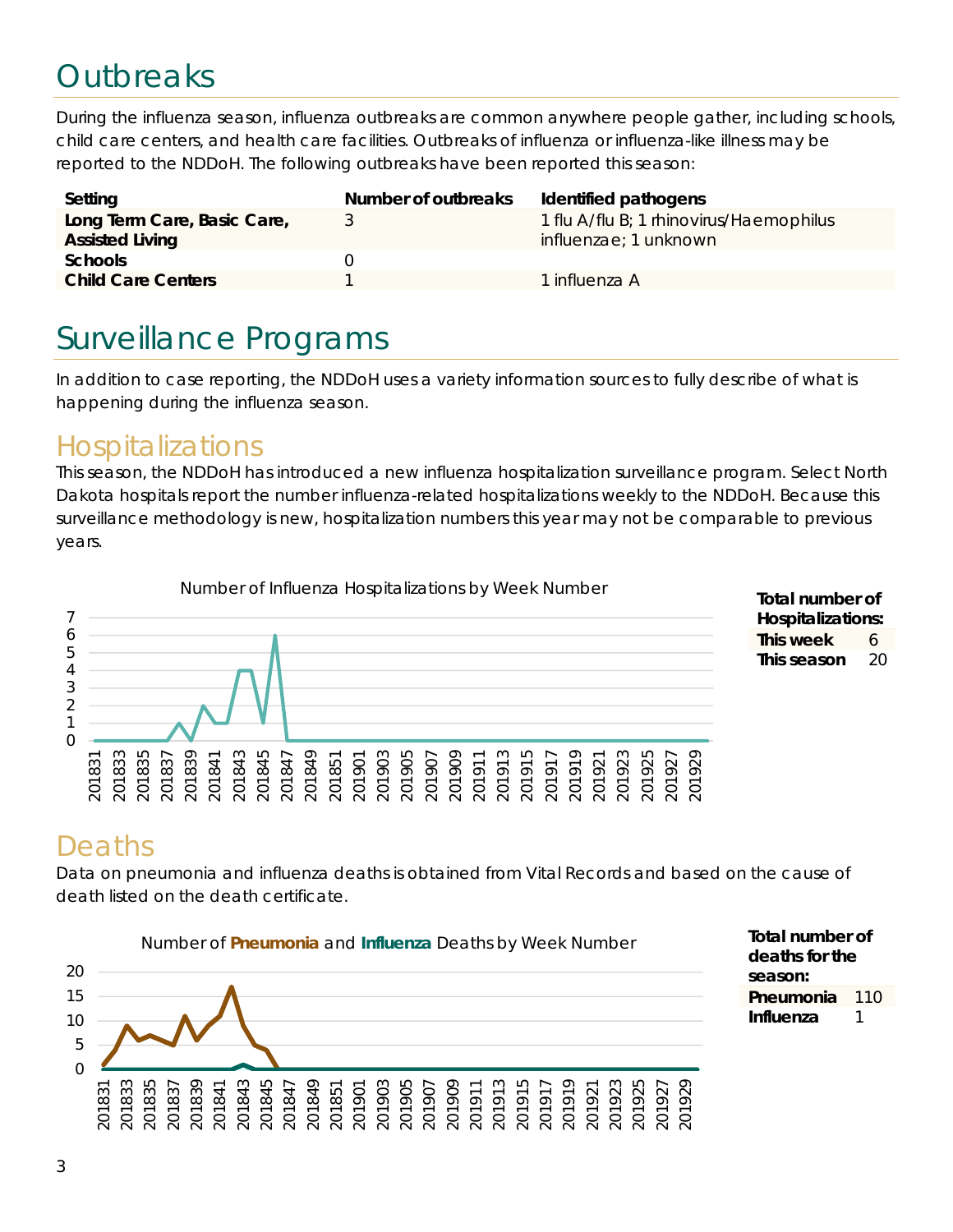# Outbreaks

During the influenza season, influenza outbreaks are common anywhere people gather, including schools, child care centers, and health care facilities. Outbreaks of influenza or influenza-like illness may be reported to the NDDoH. The following outbreaks have been reported this season:

| Setting | Number of outbreaks | Identified pathogens |
|---|---|---|
| **Long Term Care, Basic Care, Assisted Living** | 3 | 1 flu A/flu B; 1 rhinovirus/Haemophilus influenzae; 1 unknown |
| **Schools** | 0 | |
| **Child Care Centers** | 1 | 1 influenza A |

# Surveillance Programs

In addition to case reporting, the NDDoH uses a variety information sources to fully describe of what is happening during the influenza season.

## Hospitalizations

This season, the NDDoH has introduced a new influenza hospitalization surveillance program. Select North Dakota hospitals report the number influenza-related hospitalizations weekly to the NDDoH. Because this surveillance methodology is new, hospitalization numbers this year may not be comparable to previous years.

Number of Influenza Hospitalizations by Week Number

**Total number of Hospitalizations:**

| | |
|---|---|
| **This week** | 6 |
| **This season** | 20 |

## Deaths

Data on pneumonia and influenza deaths is obtained from Vital Records and based on the cause of death listed on the death certificate.

Number of **Pneumonia** and **Influenza** Deaths by Week Number

**Total number of deaths for the season:**

| | |
|---|---|
| **Pneumonia** | 110 |
| **Influenza** | 1 |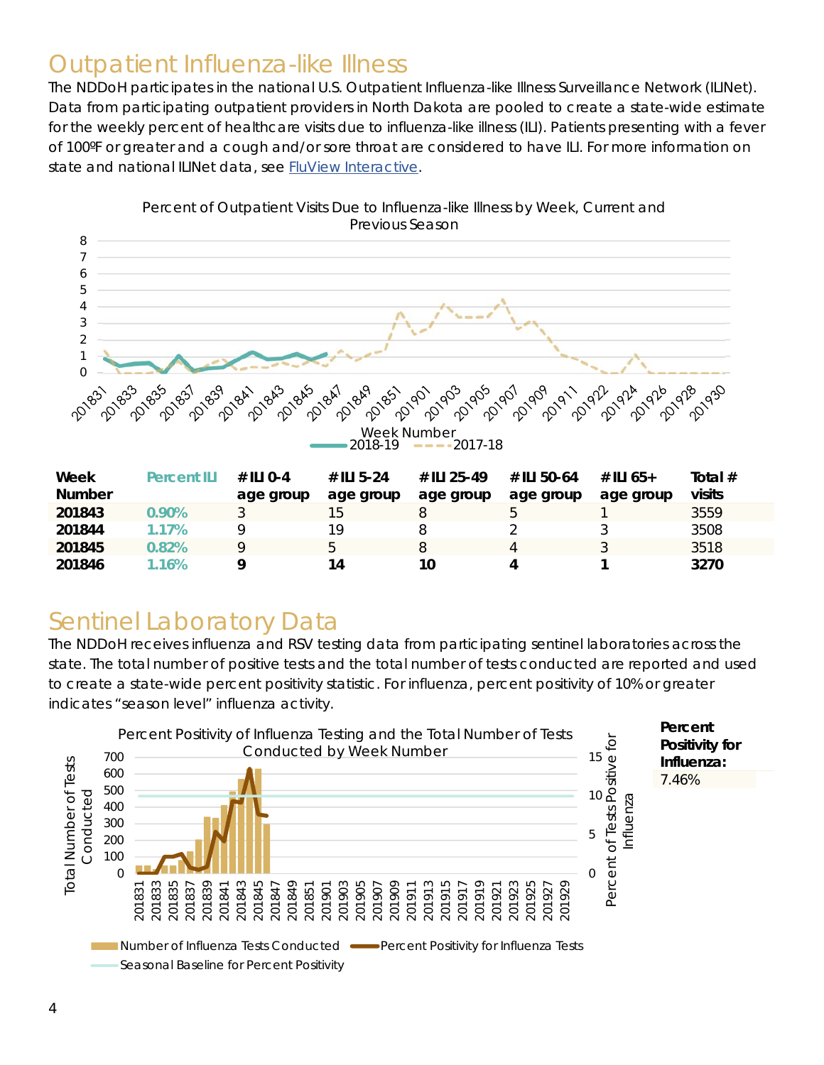# Outpatient Influenza-like Illness

The NDDoH participates in the national U.S. Outpatient Influenza-like Illness Surveillance Network (ILINet). Data from participating outpatient providers in North Dakota are pooled to create a state-wide estimate for the weekly percent of healthcare visits due to influenza-like illness (ILI). Patients presenting with a fever of 100ºF or greater and a cough and/or sore throat are considered to have ILI. For more information on state and national ILINet data, see [FluView Interactive](FluView Interactive).

Percent of Outpatient Visits Due to Influenza-like Illness by Week, Current and Previous Season

| Week Number | Percent ILI | # ILI 0-4 age group | # ILI 5-24 age group | # ILI 25-49 age group | # ILI 50-64 age group | # ILI 65+ age group | Total # visits |
|---|---|---|---|---|---|---|---|
| **201843** | 0.90% | 3 | 15 | 8 | 5 | 1 | 3559 |
| **201844** | 1.17% | 9 | 19 | 8 | 2 | 3 | 3508 |
| **201845** | 0.82% | 9 | 5 | 8 | 4 | 3 | 3518 |
| **201846** | 1.16% | **9** | **14** | **10** | **4** | **1** | **3270** |

# Sentinel Laboratory Data

The NDDoH receives influenza and RSV testing data from participating sentinel laboratories across the state. The total number of positive tests and the total number of tests conducted are reported and used to create a state-wide percent positivity statistic. For influenza, percent positivity of 10% or greater indicates "season level" influenza activity.

Percent Positivity of Influenza Testing and the Total Number of Tests Conducted by Week Number

| **Percent Positivity for Influenza:** |
|---|
| 7.46% |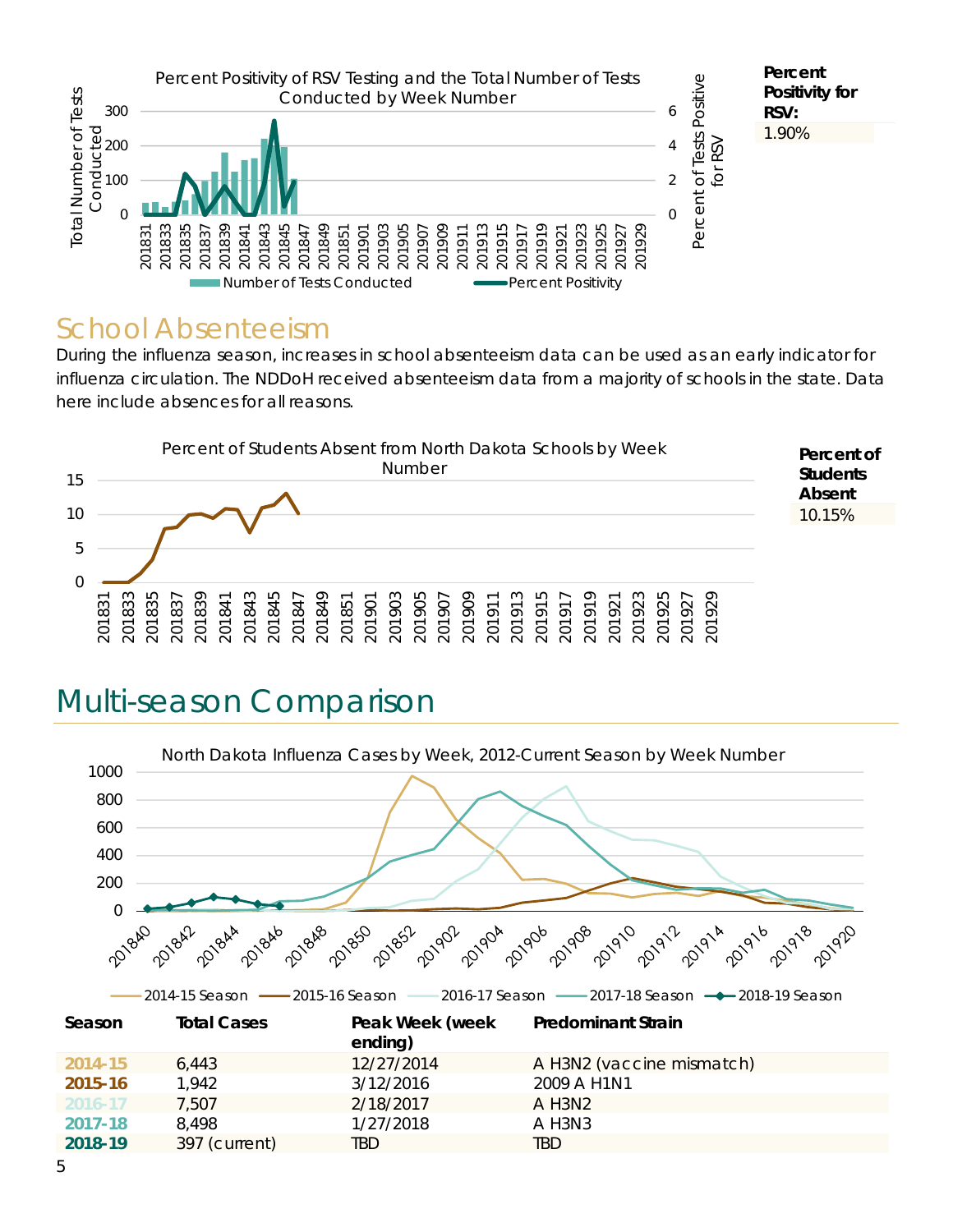**Percent Positivity for RSV:** 1.90%

## School Absenteeism

During the influenza season, increases in school absenteeism data can be used as an early indicator for influenza circulation. The NDDoH received absenteeism data from a majority of schools in the state. Data here include absences for all reasons.

**Percent of Students Absent** 10.15%

# Multi-season Comparison

| Season | Total Cases | Peak Week (week ending) | Predominant Strain |
|---|---|---|---|
| **2014-15** | 6,443 | 12/27/2014 | A H3N2 (vaccine mismatch) |
| **2015-16** | 1,942 | 3/12/2016 | 2009 A H1N1 |
| **2016-17** | 7,507 | 2/18/2017 | A H3N2 |
| **2017-18** | 8,498 | 1/27/2018 | A H3N3 |
| **2018-19** | 397 (current) | TBD | TBD |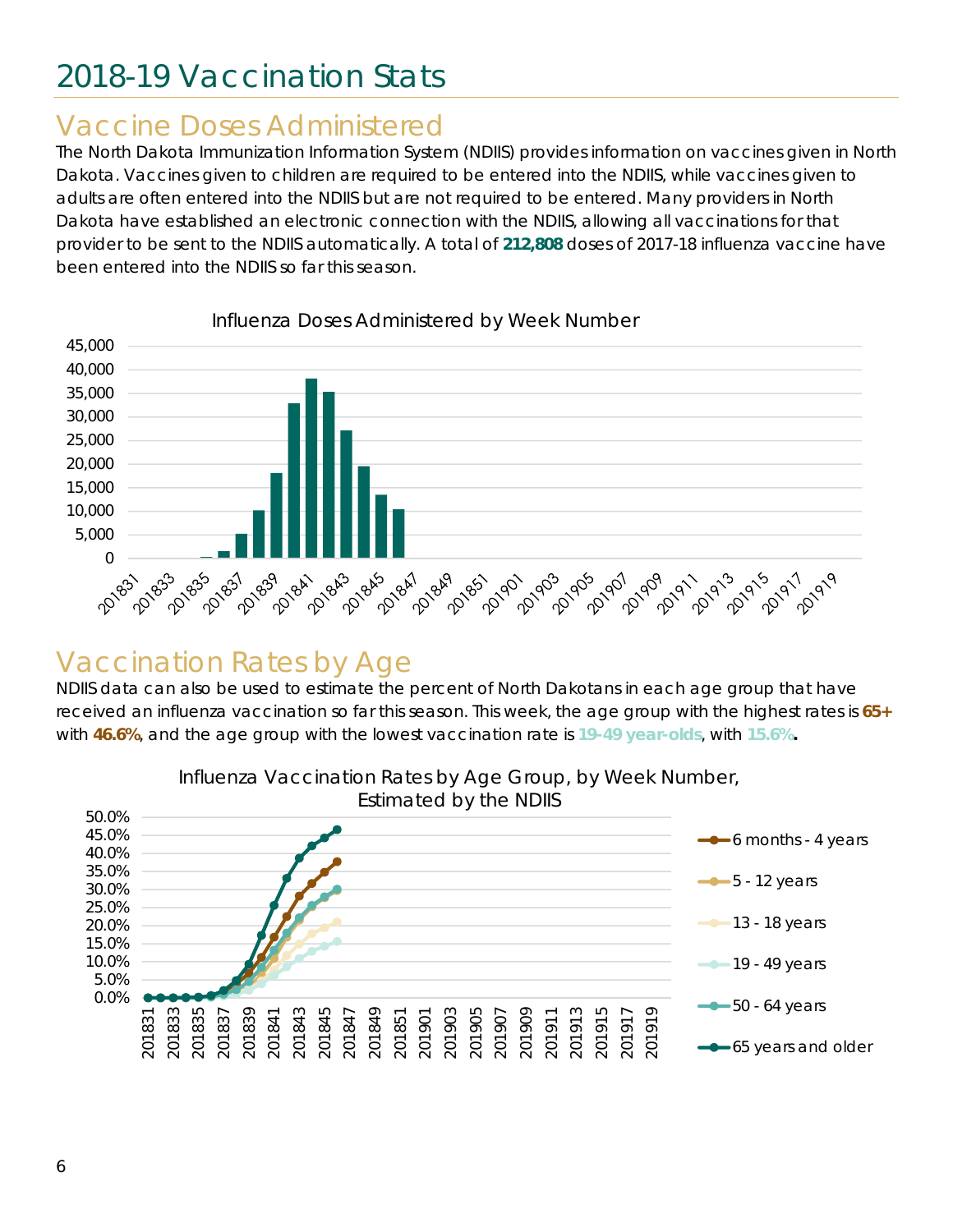# 2018-19 Vaccination Stats

## Vaccine Doses Administered

The North Dakota Immunization Information System (NDIIS) provides information on vaccines given in North Dakota. Vaccines given to children are required to be entered into the NDIIS, while vaccines given to adults are often entered into the NDIIS but are not required to be entered. Many providers in North Dakota have established an electronic connection with the NDIIS, allowing all vaccinations for that provider to be sent to the NDIIS automatically. A total of **212,808** doses of 2017-18 influenza vaccine have been entered into the NDIIS so far this season.

Influenza Doses Administered by Week Number

45,000
40,000
35,000
30,000
25,000
20,000
15,000
10,000
5,000
0

201831 201833 201835 201837 201839 201841 201843 201845 201847 201849 201851 201901 201903 201905 201907 201909 201911 201913 201915 201917 201919

## Vaccination Rates by Age

NDIIS data can also be used to estimate the percent of North Dakotans in each age group that have received an influenza vaccination so far this season. This week, the age group with the highest rates is **65+** with **46.6%**, and the age group with the lowest vaccination rate is **19-49 year-olds**, with **15.6%**.

Influenza Vaccination Rates by Age Group, by Week Number, Estimated by the NDIIS

50.0%
45.0%
40.0%
35.0%
30.0%
25.0%
20.0%
15.0%
10.0%
5.0%
0.0%

201831 201833 201835 201837 201839 201841 201843 201845 201847 201849 201851 201901 201903 201905 201907 201909 201911 201913 201915 201917 201919

6 months - 4 years
5 - 12 years
13 - 18 years
19 - 49 years
50 - 64 years
65 years and older